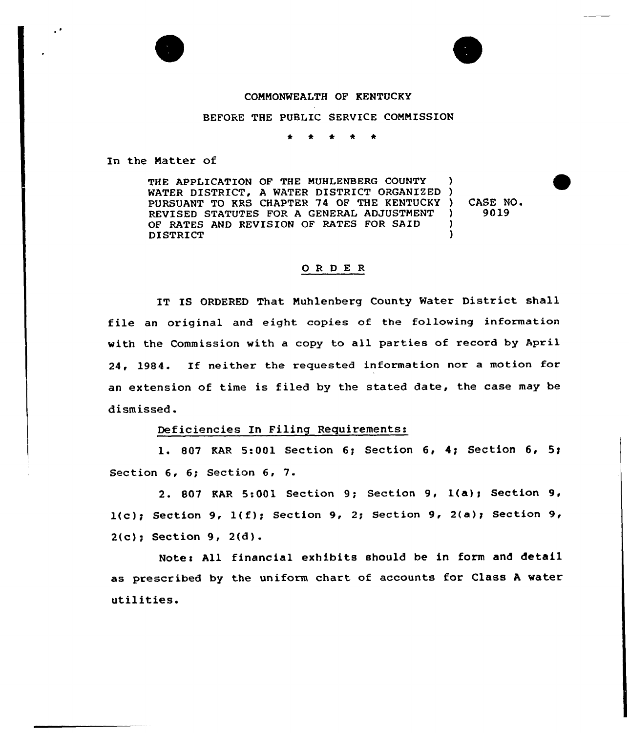COMMONWEALTH OF KENTUCKY

BEFORE THE PUBLIC SERVICE COMMISSION

\* \* \* \* \*

In the Matter of

THE APPLICATION OF THE MUHLENBERG COUNTY WATER DISTRICT, A WATER DISTRICT ORGANIZED PURSUANT TO KRS CHAPTER 74 OF THE KENTUCKY REVISED STATUTES FOR A GENERAL ADJUSTMENT OF RATES AND REVISION OF RATES FOR SAID DISTRICT ) CASE NO. 9019

## O R D E R

IT IS ORDERED That Muhlenberg County Water District shall file an original and eight copies of the following information with the Commission with a copy to all parties of record by April 24, 1984. If neither the requested information nor a motion for an extension of time is filed by the stated date, the case may be dismissed.

Deficiencies In Filing Requirements:

1. 807 KAR 5:001 Section 6; Section 6, 4; Section 6, 5; Section 6, 6; Section 6, 7.

2. 807 KAR 5:001 Section 9; Section 9, 1(a); Section 9, 1(c); Section 9, 1(f); Section 9, 2; Section 9, 2(a); Section 9, 2(c); Section 9, 2(d).

Note: All financial exhibits should be in form and detail as prescribed by the uniform chart of accounts for Class A water utilities.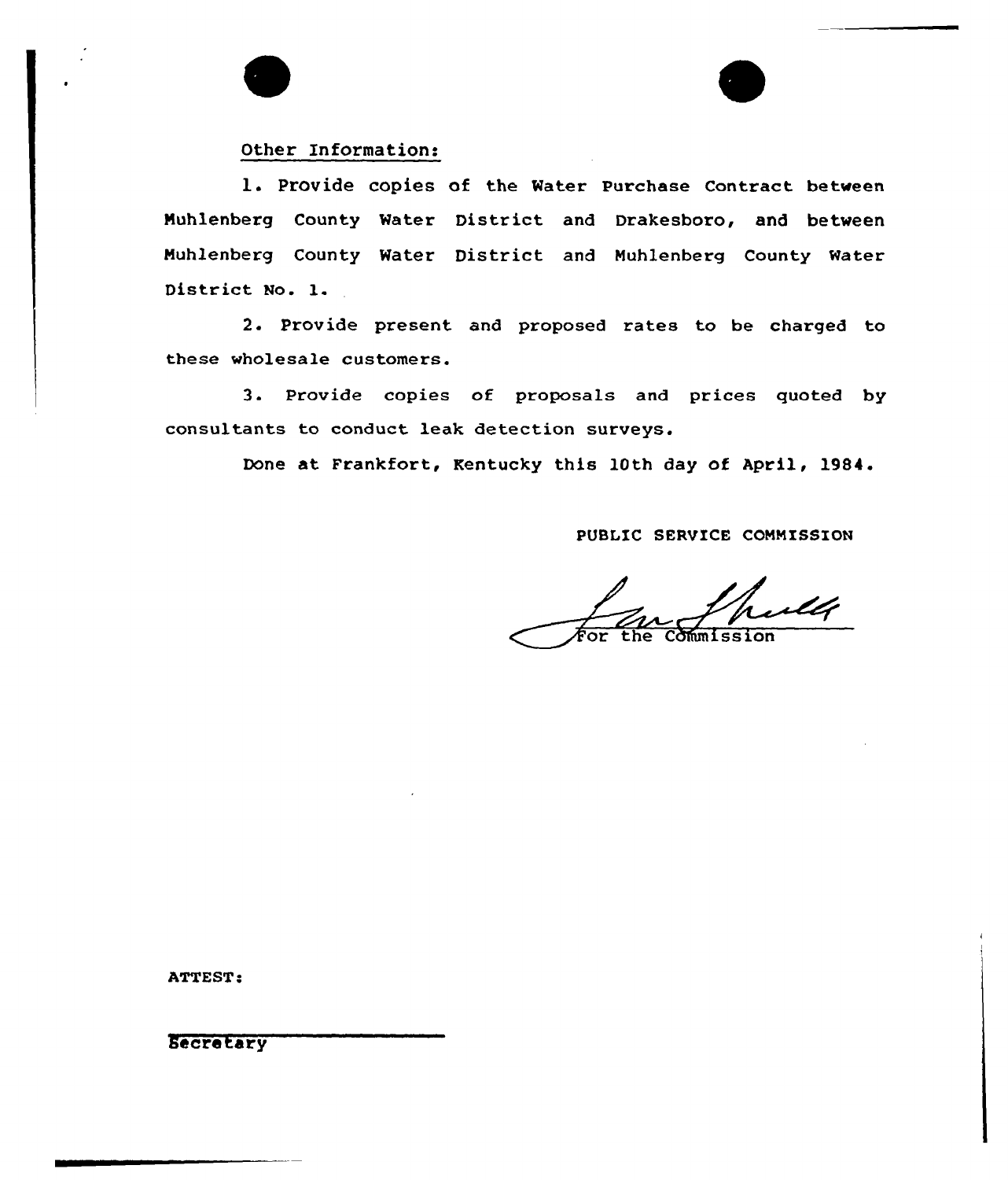Other Information:

1. Provide copies of the Water Purchase Contract between Muhlenberg County Water District and Drakesboro, and between Muhlenberg County Water District and Muhlenberg County Water District No. 1.

2. Provide present and proposed rates to be charged to these wholesale customers.

3. Provide copies of proposals and prices quoted by consultants to conduct leak detection surveys.

Done at Frankfort, Kentucky this 10th day of April, 1984.

PUBLIC SERVICE COMMISSION

For the Commission

ATTEST:

Secretary